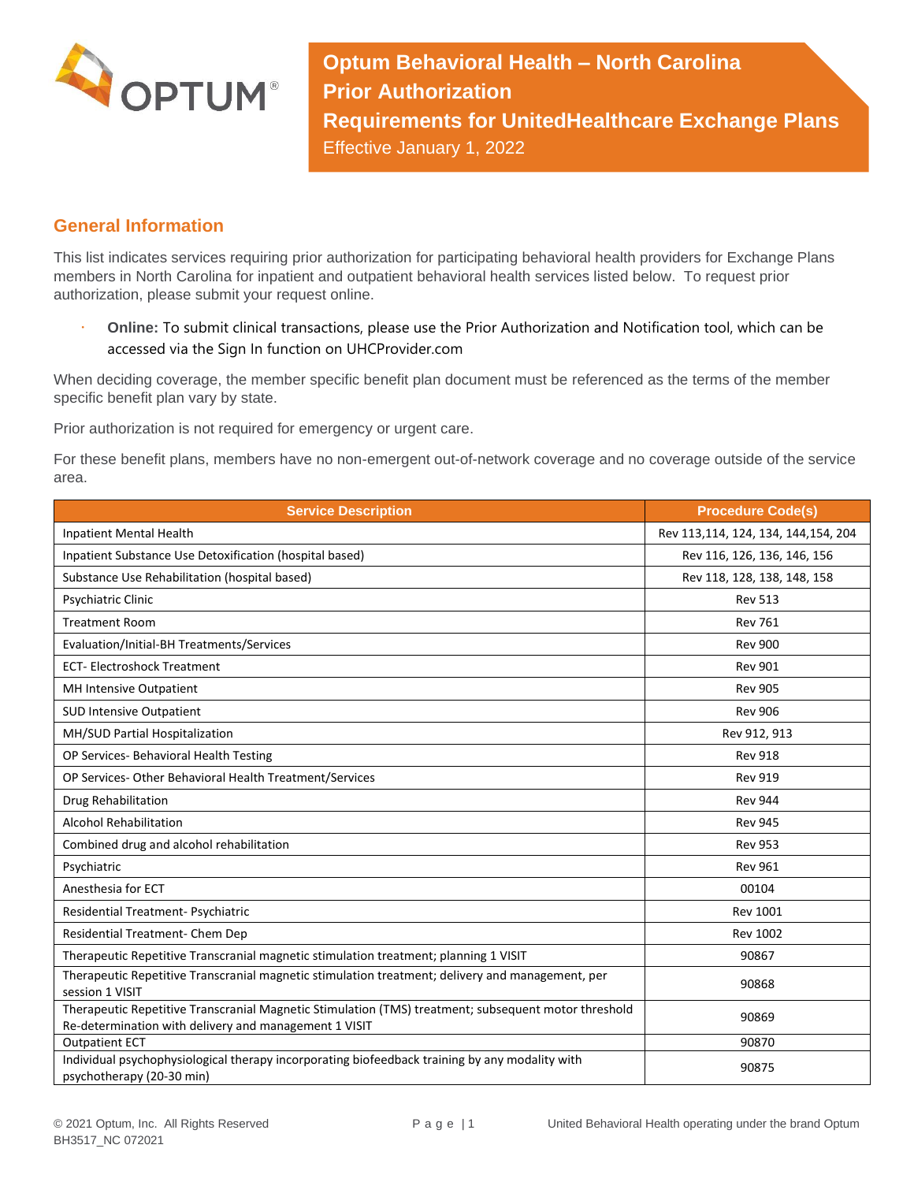# Optum Behavioral Health – North Carolina Prior Authorization Requirements for UnitedHealthcare Exchange Plans

Effective January 1, 2022

## General Information

This list indicates services requiring prior authorization for participating behavioral health providers for Exchange Plans members in North Carolina for inpatient and outpatient behavioral health services listed below. To request prior authorization, please submit your request online.

- **Online:** To submit clinical transactions, please use the Prior Authorization and Notification tool, which can be accessed via the Sign In function on UHCProvider.com

When deciding coverage, the member specific benefit plan document must be referenced as the terms of the member specific benefit plan vary by state.

Prior authorization is not required for emergency or urgent care.

For these benefit plans, members have no non-emergent out-of-network coverage and no coverage outside of the service area.

| Service Description | Procedure Code(s) |
|---|---|
| Inpatient Mental Health | Rev 113,114, 124, 134, 144,154, 204 |
| Inpatient Substance Use Detoxification (hospital based) | Rev 116, 126, 136, 146, 156 |
| Substance Use Rehabilitation (hospital based) | Rev 118, 128, 138, 148, 158 |
| Psychiatric Clinic | Rev 513 |
| Treatment Room | Rev 761 |
| Evaluation/Initial-BH Treatments/Services | Rev 900 |
| ECT- Electroshock Treatment | Rev 901 |
| MH Intensive Outpatient | Rev 905 |
| SUD Intensive Outpatient | Rev 906 |
| MH/SUD Partial Hospitalization | Rev 912, 913 |
| OP Services- Behavioral Health Testing | Rev 918 |
| OP Services- Other Behavioral Health Treatment/Services | Rev 919 |
| Drug Rehabilitation | Rev 944 |
| Alcohol Rehabilitation | Rev 945 |
| Combined drug and alcohol rehabilitation | Rev 953 |
| Psychiatric | Rev 961 |
| Anesthesia for ECT | 00104 |
| Residential Treatment- Psychiatric | Rev 1001 |
| Residential Treatment- Chem Dep | Rev 1002 |
| Therapeutic Repetitive Transcranial magnetic stimulation treatment; planning 1 VISIT | 90867 |
| Therapeutic Repetitive Transcranial magnetic stimulation treatment; delivery and management, per session 1 VISIT | 90868 |
| Therapeutic Repetitive Transcranial Magnetic Stimulation (TMS) treatment; subsequent motor threshold Re-determination with delivery and management 1 VISIT | 90869 |
| Outpatient ECT | 90870 |
| Individual psychophysiological therapy incorporating biofeedback training by any modality with psychotherapy (20-30 min) | 90875 |

© 2021 Optum, Inc. All Rights Reserved
BH3517_NC 072021

United Behavioral Health operating under the brand Optum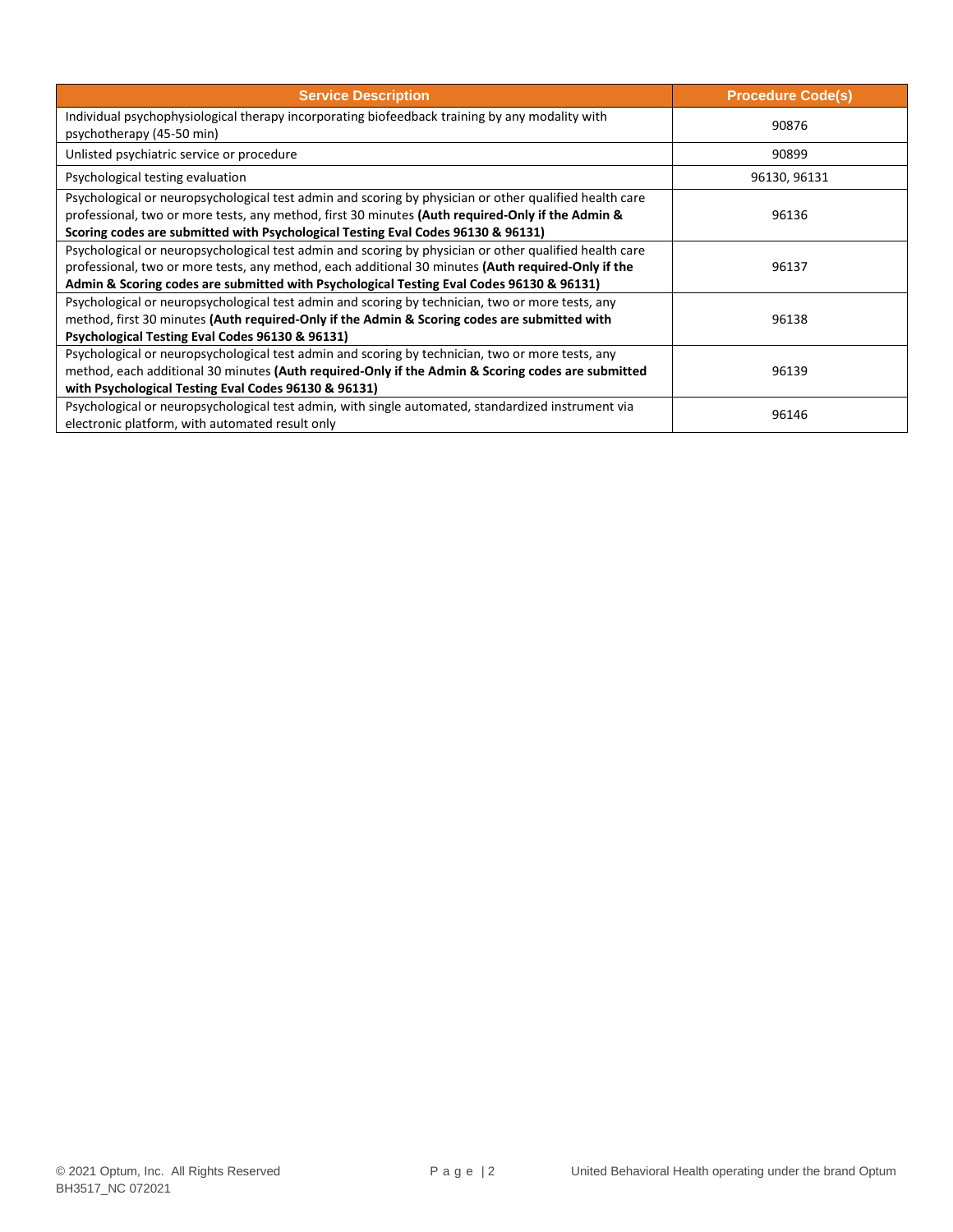| Service Description | Procedure Code(s) |
|---|---|
| Individual psychophysiological therapy incorporating biofeedback training by any modality with psychotherapy (45-50 min) | 90876 |
| Unlisted psychiatric service or procedure | 90899 |
| Psychological testing evaluation | 96130, 96131 |
| Psychological or neuropsychological test admin and scoring by physician or other qualified health care professional, two or more tests, any method, first 30 minutes **(Auth required-Only if the Admin & Scoring codes are submitted with Psychological Testing Eval Codes 96130 & 96131)** | 96136 |
| Psychological or neuropsychological test admin and scoring by physician or other qualified health care professional, two or more tests, any method, each additional 30 minutes **(Auth required-Only if the Admin & Scoring codes are submitted with Psychological Testing Eval Codes 96130 & 96131)** | 96137 |
| Psychological or neuropsychological test admin and scoring by technician, two or more tests, any method, first 30 minutes **(Auth required-Only if the Admin & Scoring codes are submitted with Psychological Testing Eval Codes 96130 & 96131)** | 96138 |
| Psychological or neuropsychological test admin and scoring by technician, two or more tests, any method, each additional 30 minutes **(Auth required-Only if the Admin & Scoring codes are submitted with Psychological Testing Eval Codes 96130 & 96131)** | 96139 |
| Psychological or neuropsychological test admin, with single automated, standardized instrument via electronic platform, with automated result only | 96146 |

© 2021 Optum, Inc. All Rights Reserved
BH3517_NC 072021

United Behavioral Health operating under the brand Optum